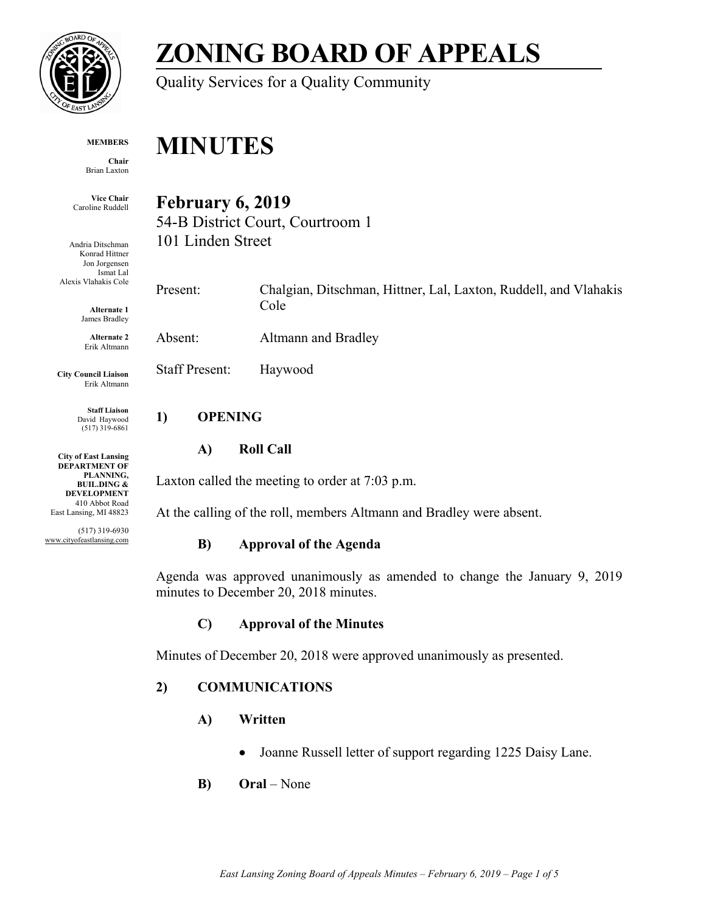# ZONING BOARD OF APPEALS

Quality Services for a Quality Community

**MEMBERS**

**Chair**
Brian Laxton

**Vice Chair**
Caroline Ruddell

Andria Ditschman
Konrad Hittner
Jon Jorgensen
Ismat Lal
Alexis Vlahakis Cole

**Alternate 1**
James Bradley

**Alternate 2**
Erik Altmann

**City Council Liaison**
Erik Altmann

**Staff Liaison**
David Haywood
(517) 319-6861

**City of East Lansing DEPARTMENT OF PLANNING, BUIL.DING & DEVELOPMENT**
410 Abbot Road
East Lansing, MI 48823

(517) 319-6930
www.cityofeastlansing.com

# MINUTES

## February 6, 2019

54-B District Court, Courtroom 1
101 Linden Street

| | |
|---|---|
| Present: | Chalgian, Ditschman, Hittner, Lal, Laxton, Ruddell, and Vlahakis Cole |
| Absent: | Altmann and Bradley |
| Staff Present: | Haywood |

## 1) OPENING

### A) Roll Call

Laxton called the meeting to order at 7:03 p.m.

At the calling of the roll, members Altmann and Bradley were absent.

### B) Approval of the Agenda

Agenda was approved unanimously as amended to change the January 9, 2019 minutes to December 20, 2018 minutes.

### C) Approval of the Minutes

Minutes of December 20, 2018 were approved unanimously as presented.

## 2) COMMUNICATIONS

### A) Written

- Joanne Russell letter of support regarding 1225 Daisy Lane.

### B) Oral – None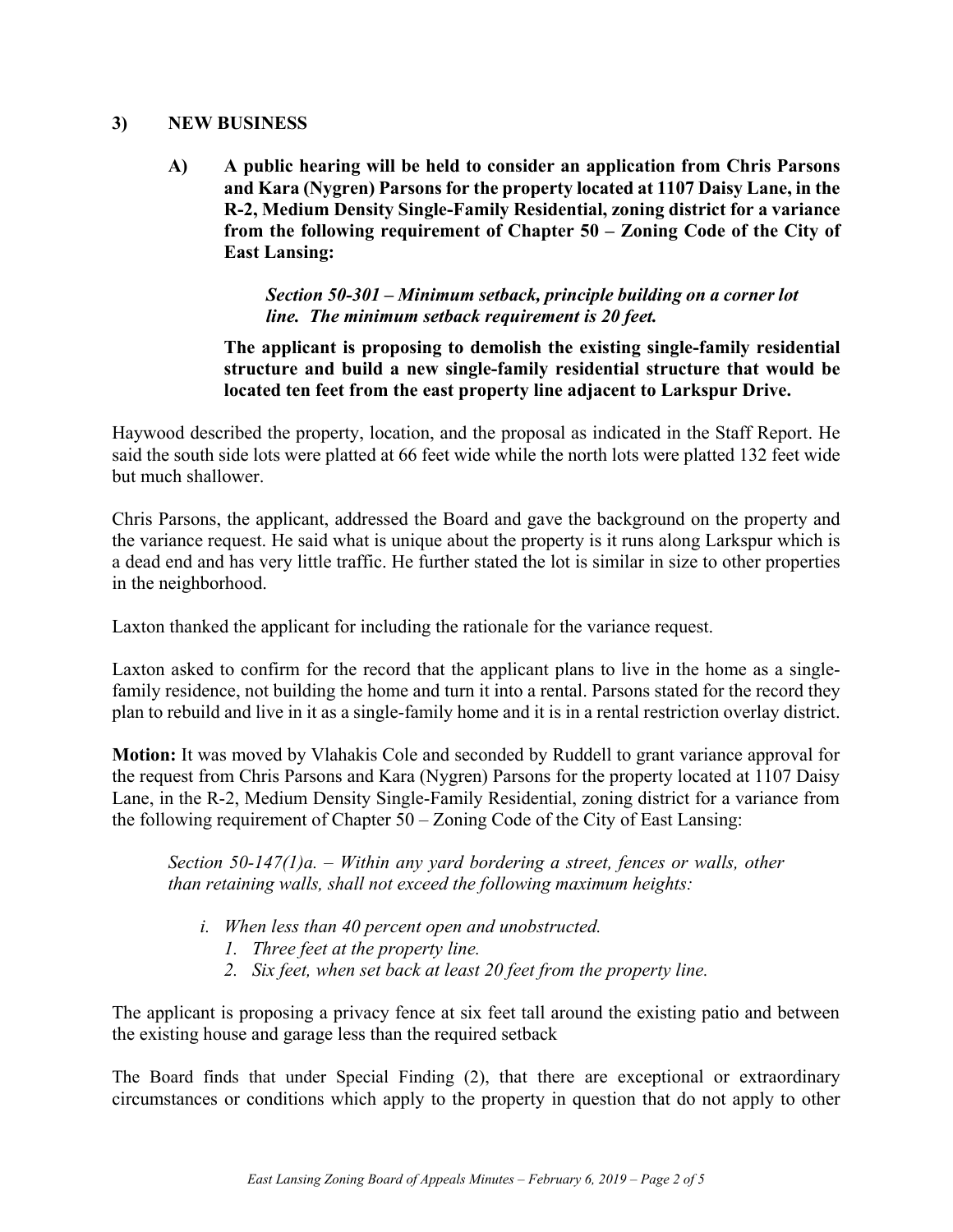## 3) NEW BUSINESS

**A) A public hearing will be held to consider an application from Chris Parsons and Kara (Nygren) Parsons for the property located at 1107 Daisy Lane, in the R-2, Medium Density Single-Family Residential, zoning district for a variance from the following requirement of Chapter 50 – Zoning Code of the City of East Lansing:**

> ***Section 50-301 – Minimum setback, principle building on a corner lot line. The minimum setback requirement is 20 feet.***

**The applicant is proposing to demolish the existing single-family residential structure and build a new single-family residential structure that would be located ten feet from the east property line adjacent to Larkspur Drive.**

Haywood described the property, location, and the proposal as indicated in the Staff Report. He said the south side lots were platted at 66 feet wide while the north lots were platted 132 feet wide but much shallower.

Chris Parsons, the applicant, addressed the Board and gave the background on the property and the variance request. He said what is unique about the property is it runs along Larkspur which is a dead end and has very little traffic. He further stated the lot is similar in size to other properties in the neighborhood.

Laxton thanked the applicant for including the rationale for the variance request.

Laxton asked to confirm for the record that the applicant plans to live in the home as a single-family residence, not building the home and turn it into a rental. Parsons stated for the record they plan to rebuild and live in it as a single-family home and it is in a rental restriction overlay district.

**Motion:** It was moved by Vlahakis Cole and seconded by Ruddell to grant variance approval for the request from Chris Parsons and Kara (Nygren) Parsons for the property located at 1107 Daisy Lane, in the R-2, Medium Density Single-Family Residential, zoning district for a variance from the following requirement of Chapter 50 – Zoning Code of the City of East Lansing:

> *Section 50-147(1)a. – Within any yard bordering a street, fences or walls, other than retaining walls, shall not exceed the following maximum heights:*
>
> *i. When less than 40 percent open and unobstructed.*
>    1. *Three feet at the property line.*
>    2. *Six feet, when set back at least 20 feet from the property line.*

The applicant is proposing a privacy fence at six feet tall around the existing patio and between the existing house and garage less than the required setback

The Board finds that under Special Finding (2), that there are exceptional or extraordinary circumstances or conditions which apply to the property in question that do not apply to other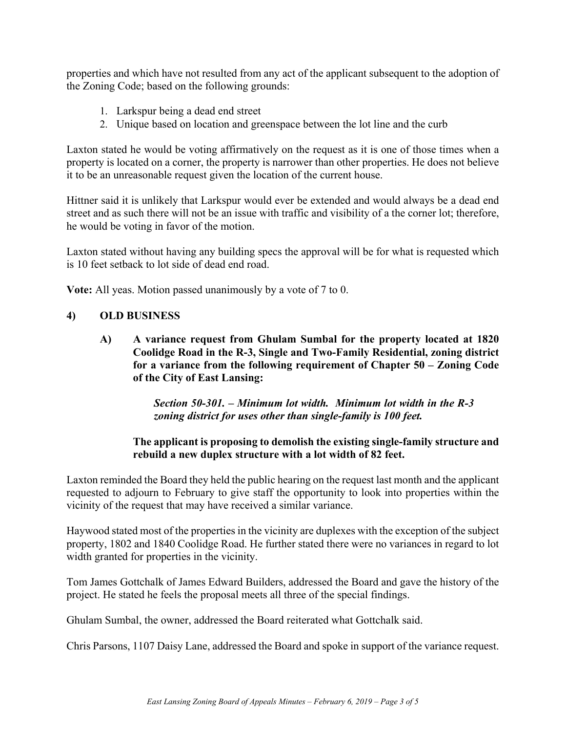properties and which have not resulted from any act of the applicant subsequent to the adoption of the Zoning Code; based on the following grounds:

1. Larkspur being a dead end street
2. Unique based on location and greenspace between the lot line and the curb

Laxton stated he would be voting affirmatively on the request as it is one of those times when a property is located on a corner, the property is narrower than other properties. He does not believe it to be an unreasonable request given the location of the current house.

Hittner said it is unlikely that Larkspur would ever be extended and would always be a dead end street and as such there will not be an issue with traffic and visibility of a the corner lot; therefore, he would be voting in favor of the motion.

Laxton stated without having any building specs the approval will be for what is requested which is 10 feet setback to lot side of dead end road.

**Vote:** All yeas. Motion passed unanimously by a vote of 7 to 0.

## 4) OLD BUSINESS

**A) A variance request from Ghulam Sumbal for the property located at 1820 Coolidge Road in the R-3, Single and Two-Family Residential, zoning district for a variance from the following requirement of Chapter 50 – Zoning Code of the City of East Lansing:**

> ***Section 50-301. – Minimum lot width. Minimum lot width in the R-3 zoning district for uses other than single-family is 100 feet.***

**The applicant is proposing to demolish the existing single-family structure and rebuild a new duplex structure with a lot width of 82 feet.**

Laxton reminded the Board they held the public hearing on the request last month and the applicant requested to adjourn to February to give staff the opportunity to look into properties within the vicinity of the request that may have received a similar variance.

Haywood stated most of the properties in the vicinity are duplexes with the exception of the subject property, 1802 and 1840 Coolidge Road. He further stated there were no variances in regard to lot width granted for properties in the vicinity.

Tom James Gottchalk of James Edward Builders, addressed the Board and gave the history of the project. He stated he feels the proposal meets all three of the special findings.

Ghulam Sumbal, the owner, addressed the Board reiterated what Gottchalk said.

Chris Parsons, 1107 Daisy Lane, addressed the Board and spoke in support of the variance request.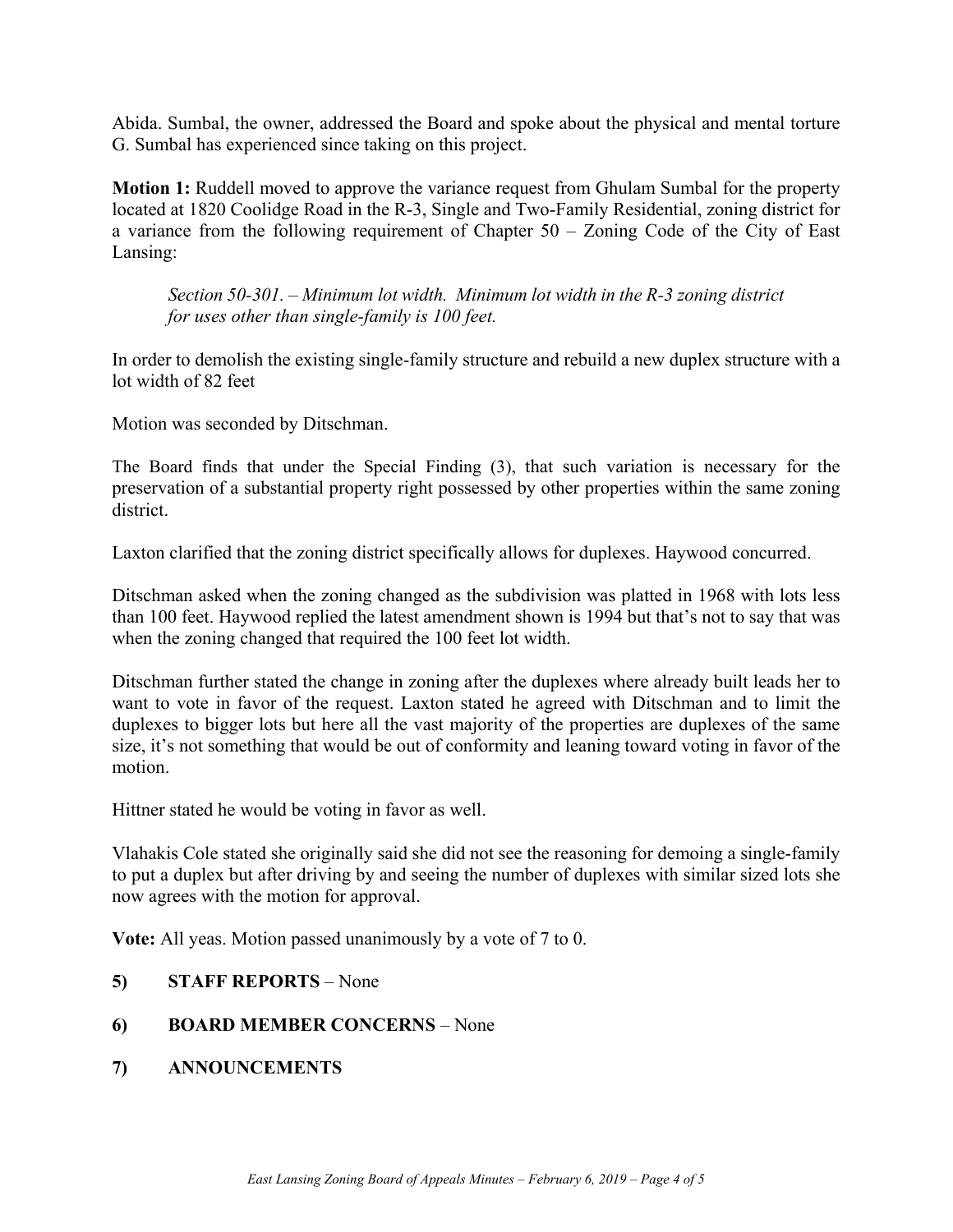Abida. Sumbal, the owner, addressed the Board and spoke about the physical and mental torture G. Sumbal has experienced since taking on this project.

**Motion 1:** Ruddell moved to approve the variance request from Ghulam Sumbal for the property located at 1820 Coolidge Road in the R-3, Single and Two-Family Residential, zoning district for a variance from the following requirement of Chapter 50 – Zoning Code of the City of East Lansing:

> *Section 50-301. – Minimum lot width. Minimum lot width in the R-3 zoning district for uses other than single-family is 100 feet.*

In order to demolish the existing single-family structure and rebuild a new duplex structure with a lot width of 82 feet

Motion was seconded by Ditschman.

The Board finds that under the Special Finding (3), that such variation is necessary for the preservation of a substantial property right possessed by other properties within the same zoning district.

Laxton clarified that the zoning district specifically allows for duplexes. Haywood concurred.

Ditschman asked when the zoning changed as the subdivision was platted in 1968 with lots less than 100 feet. Haywood replied the latest amendment shown is 1994 but that's not to say that was when the zoning changed that required the 100 feet lot width.

Ditschman further stated the change in zoning after the duplexes where already built leads her to want to vote in favor of the request. Laxton stated he agreed with Ditschman and to limit the duplexes to bigger lots but here all the vast majority of the properties are duplexes of the same size, it's not something that would be out of conformity and leaning toward voting in favor of the motion.

Hittner stated he would be voting in favor as well.

Vlahakis Cole stated she originally said she did not see the reasoning for demoing a single-family to put a duplex but after driving by and seeing the number of duplexes with similar sized lots she now agrees with the motion for approval.

**Vote:** All yeas. Motion passed unanimously by a vote of 7 to 0.

**5) STAFF REPORTS** – None

**6) BOARD MEMBER CONCERNS** – None

**7) ANNOUNCEMENTS**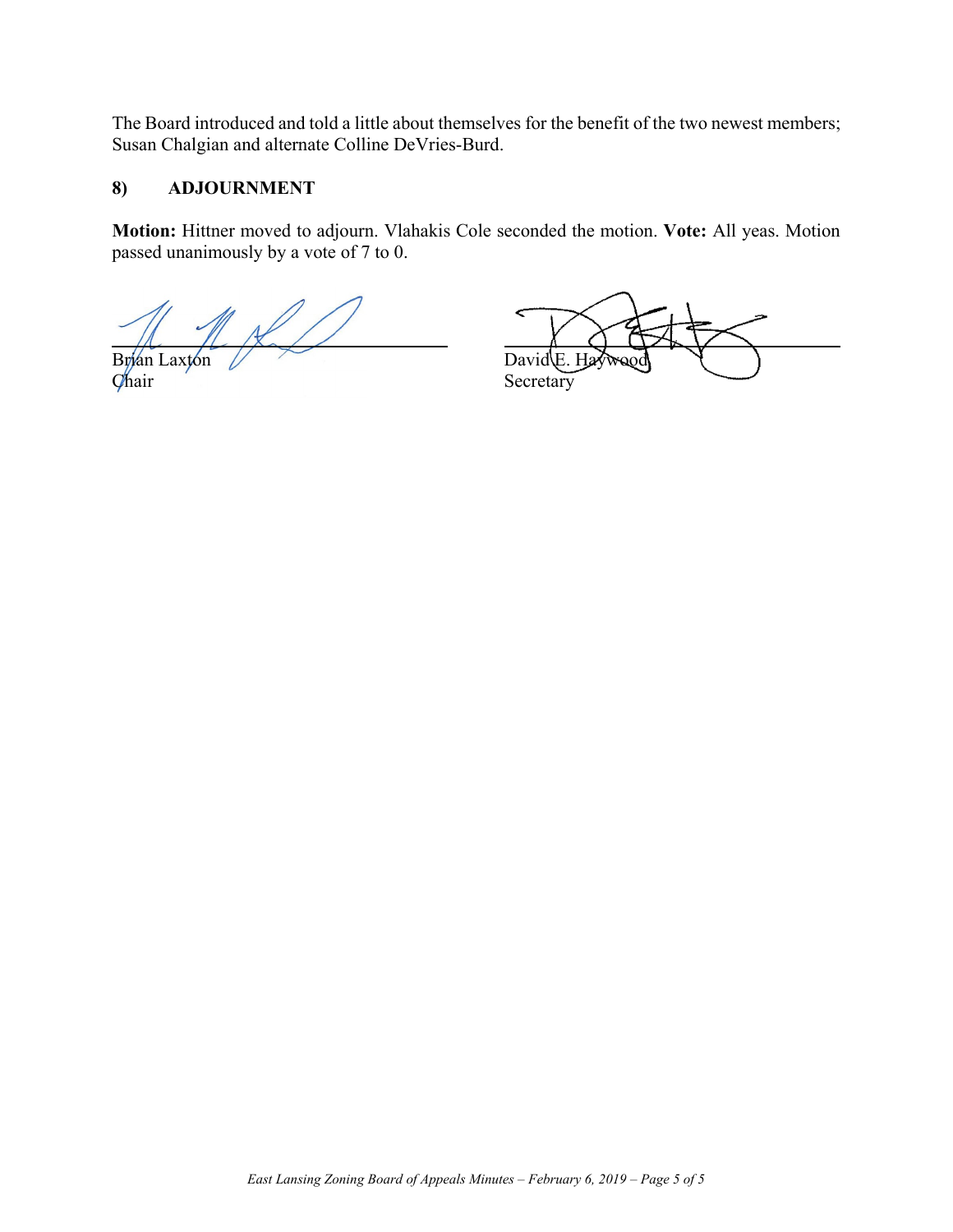The Board introduced and told a little about themselves for the benefit of the two newest members; Susan Chalgian and alternate Colline DeVries-Burd.

## 8) ADJOURNMENT

**Motion:** Hittner moved to adjourn. Vlahakis Cole seconded the motion. **Vote:** All yeas. Motion passed unanimously by a vote of 7 to 0.

Brian Laxton
Chair

David E. Haywood
Secretary